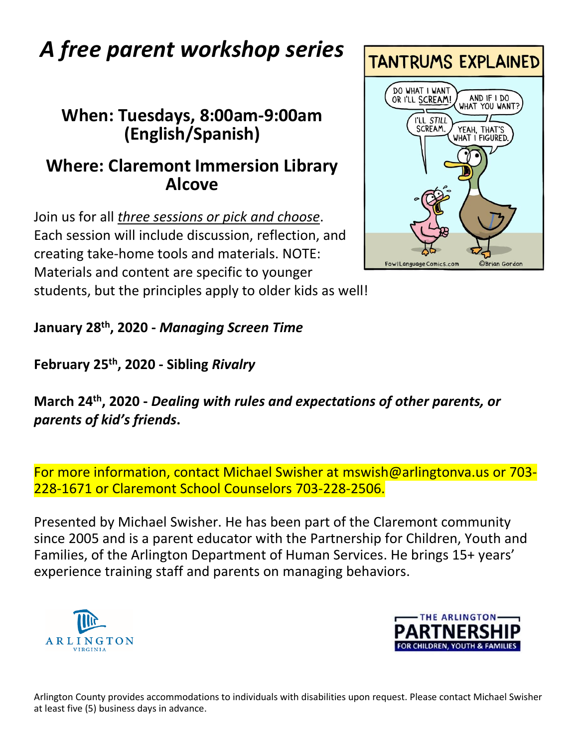# *A free parent workshop series*

## When: Tuesdays, 8:00am-9:00am (English/Spanish)

## Where: Claremont Immersion Library Alcove

Join us for all *three sessions or pick and choose*. Each session will include discussion, reflection, and creating take-home tools and materials. NOTE: Materials and content are specific to younger students, but the principles apply to older kids as well!

**January 28th, 2020 - *Managing Screen Time***

**February 25th, 2020 - Sibling *Rivalry***

**March 24th, 2020 - *Dealing with rules and expectations of other parents, or parents of kid's friends*.**

For more information, contact Michael Swisher at mswish@arlingtonva.us or 703-228-1671 or Claremont School Counselors 703-228-2506.

Presented by Michael Swisher. He has been part of the Claremont community since 2005 and is a parent educator with the Partnership for Children, Youth and Families, of the Arlington Department of Human Services. He brings 15+ years' experience training staff and parents on managing behaviors.

Arlington County provides accommodations to individuals with disabilities upon request. Please contact Michael Swisher at least five (5) business days in advance.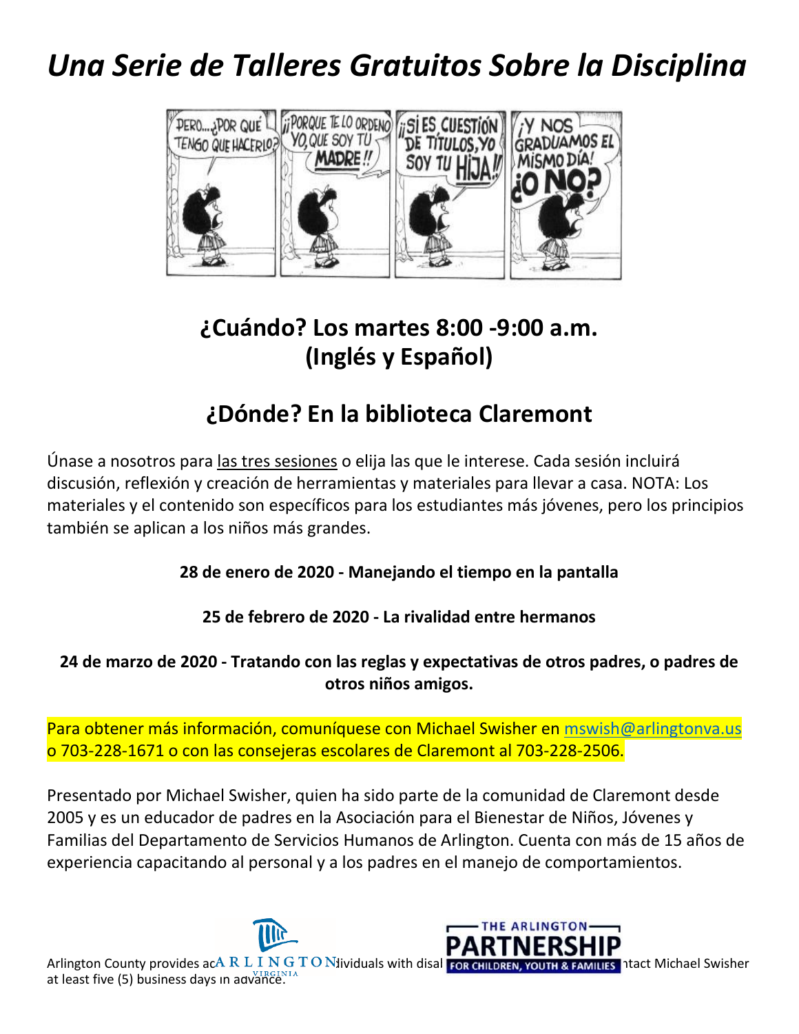# *Una Serie de Talleres Gratuitos Sobre la Disciplina*

## ¿Cuándo? Los martes 8:00 -9:00 a.m. (Inglés y Español)

## ¿Dónde? En la biblioteca Claremont

Únase a nosotros para las tres sesiones o elija las que le interese. Cada sesión incluirá discusión, reflexión y creación de herramientas y materiales para llevar a casa. NOTA: Los materiales y el contenido son específicos para los estudiantes más jóvenes, pero los principios también se aplican a los niños más grandes.

**28 de enero de 2020 - Manejando el tiempo en la pantalla**

**25 de febrero de 2020 - La rivalidad entre hermanos**

**24 de marzo de 2020 - Tratando con las reglas y expectativas de otros padres, o padres de otros niños amigos.**

Para obtener más información, comuníquese con Michael Swisher en mswish@arlingtonva.us o 703-228-1671 o con las consejeras escolares de Claremont al 703-228-2506.

Presentado por Michael Swisher, quien ha sido parte de la comunidad de Claremont desde 2005 y es un educador de padres en la Asociación para el Bienestar de Niños, Jóvenes y Familias del Departamento de Servicios Humanos de Arlington. Cuenta con más de 15 años de experiencia capacitando al personal y a los padres en el manejo de comportamientos.

ARLINGTON VIRGINIA

THE ARLINGTON PARTNERSHIP FOR CHILDREN, YOUTH & FAMILIES

Arlington County provides ac[...]dividuals with disal[...]ntact Michael Swisher at least five (5) business days in advance.